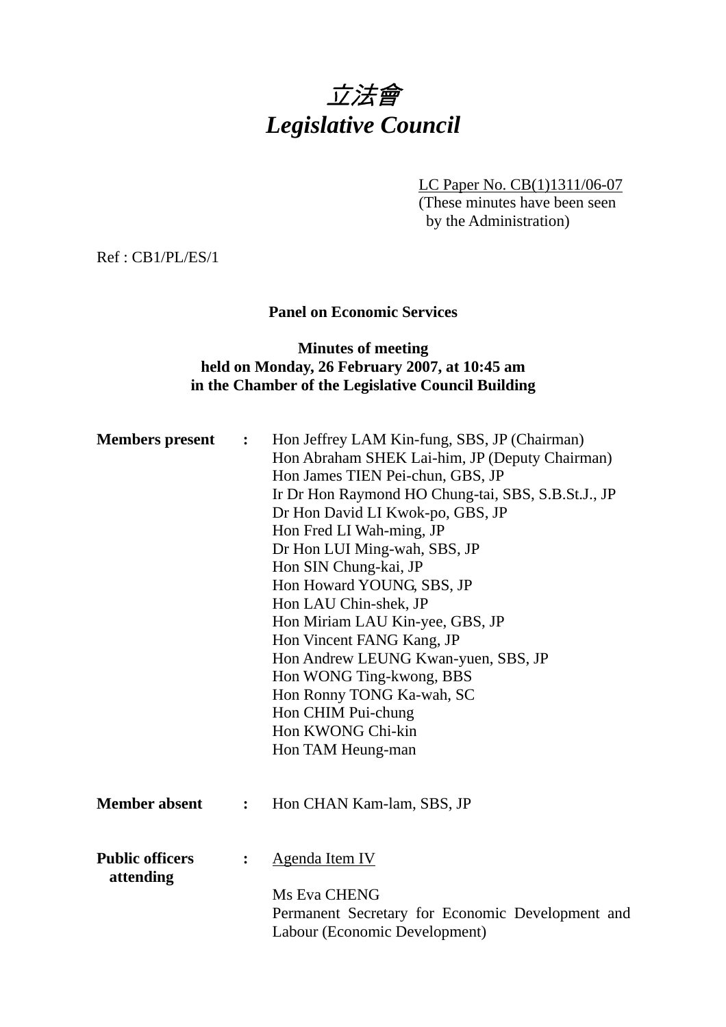# 立法會
# *Legislative Council*

LC Paper No. CB(1)1311/06-07
(These minutes have been seen by the Administration)

Ref : CB1/PL/ES/1

**Panel on Economic Services**

**Minutes of meeting held on Monday, 26 February 2007, at 10:45 am in the Chamber of the Legislative Council Building**

**Members present** :
Hon Jeffrey LAM Kin-fung, SBS, JP (Chairman)
Hon Abraham SHEK Lai-him, JP (Deputy Chairman)
Hon James TIEN Pei-chun, GBS, JP
Ir Dr Hon Raymond HO Chung-tai, SBS, S.B.St.J., JP
Dr Hon David LI Kwok-po, GBS, JP
Hon Fred LI Wah-ming, JP
Dr Hon LUI Ming-wah, SBS, JP
Hon SIN Chung-kai, JP
Hon Howard YOUNG, SBS, JP
Hon LAU Chin-shek, JP
Hon Miriam LAU Kin-yee, GBS, JP
Hon Vincent FANG Kang, JP
Hon Andrew LEUNG Kwan-yuen, SBS, JP
Hon WONG Ting-kwong, BBS
Hon Ronny TONG Ka-wah, SC
Hon CHIM Pui-chung
Hon KWONG Chi-kin
Hon TAM Heung-man

**Member absent** :
Hon CHAN Kam-lam, SBS, JP

**Public officers attending** :
Agenda Item IV

Ms Eva CHENG
Permanent Secretary for Economic Development and Labour (Economic Development)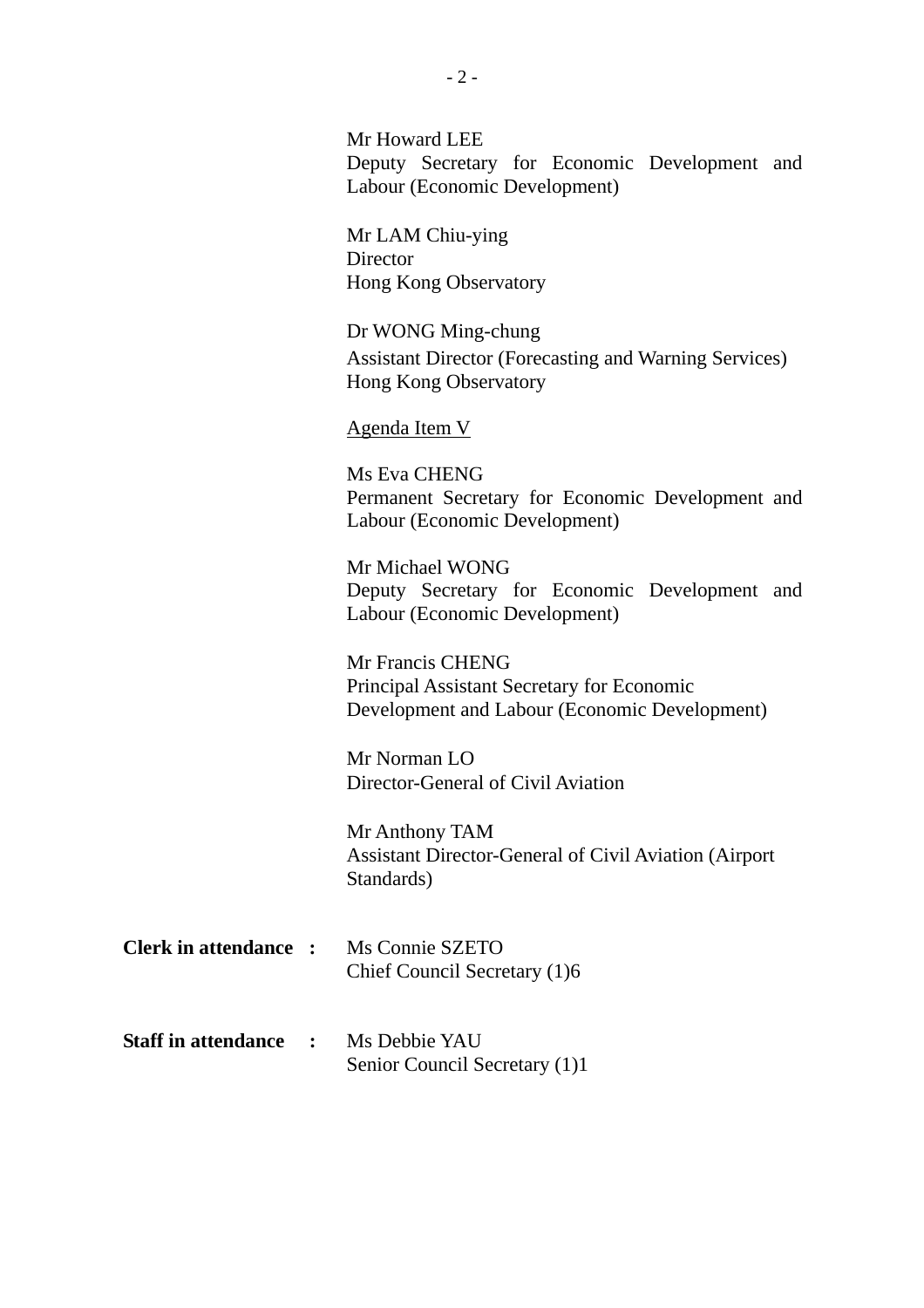Mr Howard LEE
Deputy Secretary for Economic Development and Labour (Economic Development)

Mr LAM Chiu-ying
Director
Hong Kong Observatory

Dr WONG Ming-chung
Assistant Director (Forecasting and Warning Services)
Hong Kong Observatory

<u>Agenda Item V</u>

Ms Eva CHENG
Permanent Secretary for Economic Development and Labour (Economic Development)

Mr Michael WONG
Deputy Secretary for Economic Development and Labour (Economic Development)

Mr Francis CHENG
Principal Assistant Secretary for Economic Development and Labour (Economic Development)

Mr Norman LO
Director-General of Civil Aviation

Mr Anthony TAM
Assistant Director-General of Civil Aviation (Airport Standards)

**Clerk in attendance :** Ms Connie SZETO
Chief Council Secretary (1)6

**Staff in attendance :** Ms Debbie YAU
Senior Council Secretary (1)1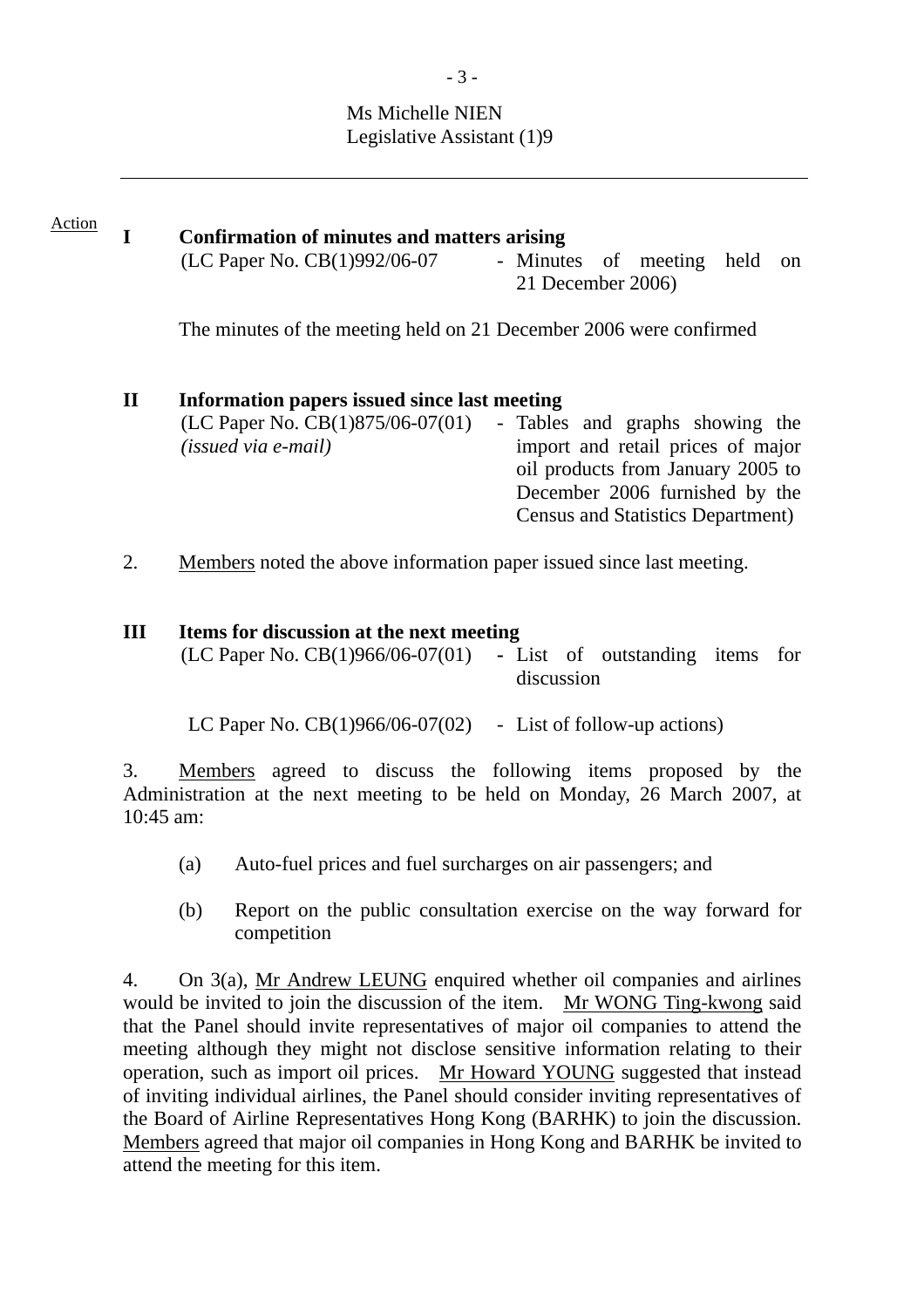Ms Michelle NIEN
Legislative Assistant (1)9

---

Action

**I Confirmation of minutes and matters arising**

(LC Paper No. CB(1)992/06-07 - Minutes of meeting held on 21 December 2006)

The minutes of the meeting held on 21 December 2006 were confirmed

**II Information papers issued since last meeting**

(LC Paper No. CB(1)875/06-07(01) *(issued via e-mail)* - Tables and graphs showing the import and retail prices of major oil products from January 2005 to December 2006 furnished by the Census and Statistics Department)

2. Members noted the above information paper issued since last meeting.

**III Items for discussion at the next meeting**

(LC Paper No. CB(1)966/06-07(01) - List of outstanding items for discussion

LC Paper No. CB(1)966/06-07(02) - List of follow-up actions)

3. Members agreed to discuss the following items proposed by the Administration at the next meeting to be held on Monday, 26 March 2007, at 10:45 am:

(a) Auto-fuel prices and fuel surcharges on air passengers; and

(b) Report on the public consultation exercise on the way forward for competition

4. On 3(a), Mr Andrew LEUNG enquired whether oil companies and airlines would be invited to join the discussion of the item. Mr WONG Ting-kwong said that the Panel should invite representatives of major oil companies to attend the meeting although they might not disclose sensitive information relating to their operation, such as import oil prices. Mr Howard YOUNG suggested that instead of inviting individual airlines, the Panel should consider inviting representatives of the Board of Airline Representatives Hong Kong (BARHK) to join the discussion. Members agreed that major oil companies in Hong Kong and BARHK be invited to attend the meeting for this item.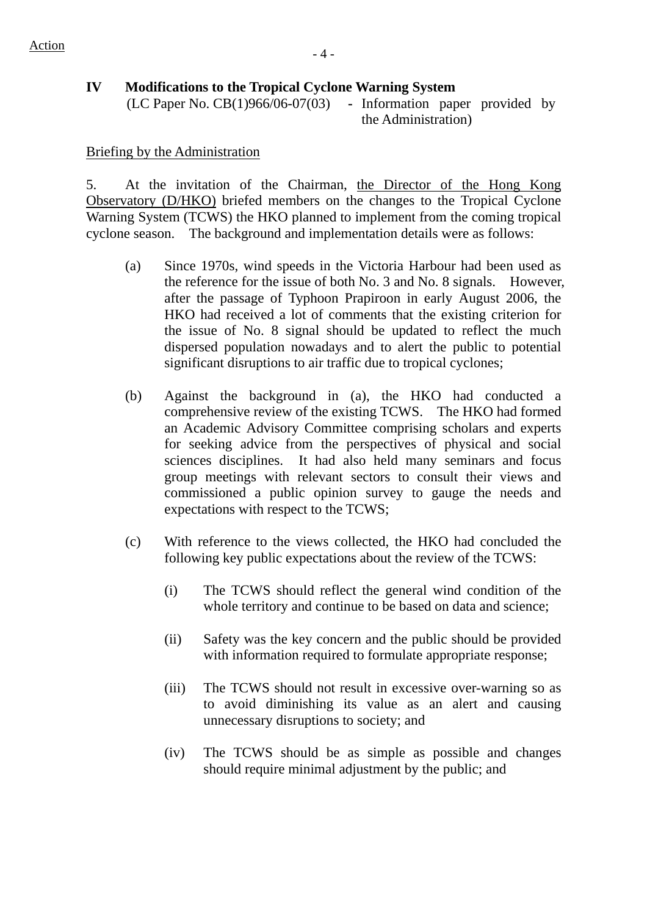Action

## IV Modifications to the Tropical Cyclone Warning System

(LC Paper No. CB(1)966/06-07(03) - Information paper provided by the Administration)

Briefing by the Administration

5. At the invitation of the Chairman, the Director of the Hong Kong Observatory (D/HKO) briefed members on the changes to the Tropical Cyclone Warning System (TCWS) the HKO planned to implement from the coming tropical cyclone season. The background and implementation details were as follows:

(a) Since 1970s, wind speeds in the Victoria Harbour had been used as the reference for the issue of both No. 3 and No. 8 signals. However, after the passage of Typhoon Prapiroon in early August 2006, the HKO had received a lot of comments that the existing criterion for the issue of No. 8 signal should be updated to reflect the much dispersed population nowadays and to alert the public to potential significant disruptions to air traffic due to tropical cyclones;

(b) Against the background in (a), the HKO had conducted a comprehensive review of the existing TCWS. The HKO had formed an Academic Advisory Committee comprising scholars and experts for seeking advice from the perspectives of physical and social sciences disciplines. It had also held many seminars and focus group meetings with relevant sectors to consult their views and commissioned a public opinion survey to gauge the needs and expectations with respect to the TCWS;

(c) With reference to the views collected, the HKO had concluded the following key public expectations about the review of the TCWS:

(i) The TCWS should reflect the general wind condition of the whole territory and continue to be based on data and science;

(ii) Safety was the key concern and the public should be provided with information required to formulate appropriate response;

(iii) The TCWS should not result in excessive over-warning so as to avoid diminishing its value as an alert and causing unnecessary disruptions to society; and

(iv) The TCWS should be as simple as possible and changes should require minimal adjustment by the public; and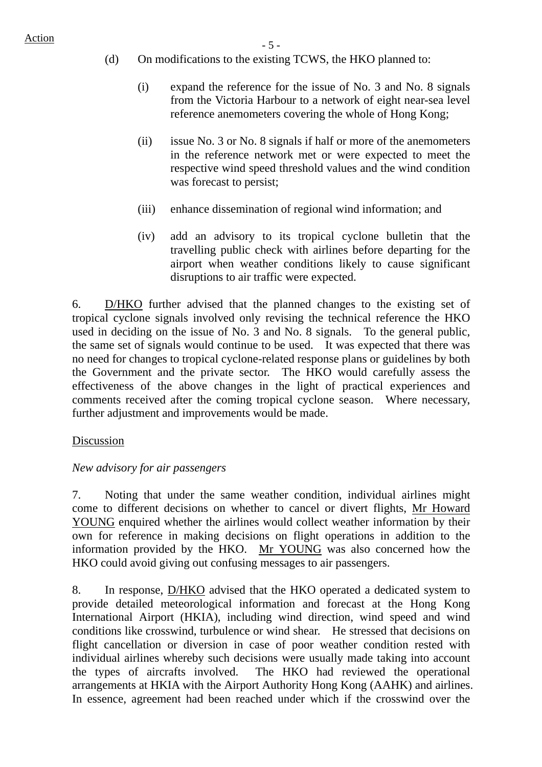(d) On modifications to the existing TCWS, the HKO planned to:

   (i) expand the reference for the issue of No. 3 and No. 8 signals from the Victoria Harbour to a network of eight near-sea level reference anemometers covering the whole of Hong Kong;

   (ii) issue No. 3 or No. 8 signals if half or more of the anemometers in the reference network met or were expected to meet the respective wind speed threshold values and the wind condition was forecast to persist;

   (iii) enhance dissemination of regional wind information; and

   (iv) add an advisory to its tropical cyclone bulletin that the travelling public check with airlines before departing for the airport when weather conditions likely to cause significant disruptions to air traffic were expected.

6. D/HKO further advised that the planned changes to the existing set of tropical cyclone signals involved only revising the technical reference the HKO used in deciding on the issue of No. 3 and No. 8 signals. To the general public, the same set of signals would continue to be used. It was expected that there was no need for changes to tropical cyclone-related response plans or guidelines by both the Government and the private sector. The HKO would carefully assess the effectiveness of the above changes in the light of practical experiences and comments received after the coming tropical cyclone season. Where necessary, further adjustment and improvements would be made.

Discussion

*New advisory for air passengers*

7. Noting that under the same weather condition, individual airlines might come to different decisions on whether to cancel or divert flights, Mr Howard YOUNG enquired whether the airlines would collect weather information by their own for reference in making decisions on flight operations in addition to the information provided by the HKO. Mr YOUNG was also concerned how the HKO could avoid giving out confusing messages to air passengers.

8. In response, D/HKO advised that the HKO operated a dedicated system to provide detailed meteorological information and forecast at the Hong Kong International Airport (HKIA), including wind direction, wind speed and wind conditions like crosswind, turbulence or wind shear. He stressed that decisions on flight cancellation or diversion in case of poor weather condition rested with individual airlines whereby such decisions were usually made taking into account the types of aircrafts involved. The HKO had reviewed the operational arrangements at HKIA with the Airport Authority Hong Kong (AAHK) and airlines. In essence, agreement had been reached under which if the crosswind over the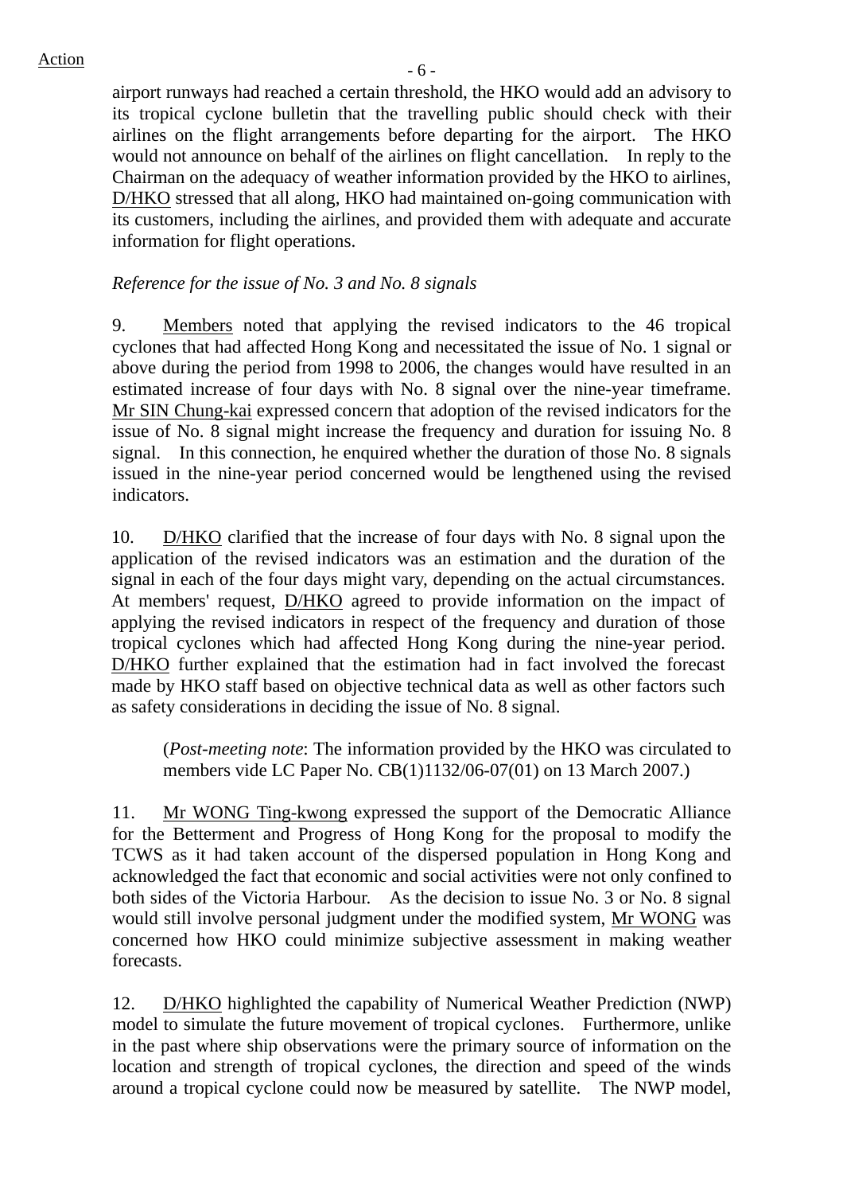airport runways had reached a certain threshold, the HKO would add an advisory to its tropical cyclone bulletin that the travelling public should check with their airlines on the flight arrangements before departing for the airport. The HKO would not announce on behalf of the airlines on flight cancellation. In reply to the Chairman on the adequacy of weather information provided by the HKO to airlines, D/HKO stressed that all along, HKO had maintained on-going communication with its customers, including the airlines, and provided them with adequate and accurate information for flight operations.

*Reference for the issue of No. 3 and No. 8 signals*

9. Members noted that applying the revised indicators to the 46 tropical cyclones that had affected Hong Kong and necessitated the issue of No. 1 signal or above during the period from 1998 to 2006, the changes would have resulted in an estimated increase of four days with No. 8 signal over the nine-year timeframe. Mr SIN Chung-kai expressed concern that adoption of the revised indicators for the issue of No. 8 signal might increase the frequency and duration for issuing No. 8 signal. In this connection, he enquired whether the duration of those No. 8 signals issued in the nine-year period concerned would be lengthened using the revised indicators.

10. D/HKO clarified that the increase of four days with No. 8 signal upon the application of the revised indicators was an estimation and the duration of the signal in each of the four days might vary, depending on the actual circumstances. At members' request, D/HKO agreed to provide information on the impact of applying the revised indicators in respect of the frequency and duration of those tropical cyclones which had affected Hong Kong during the nine-year period. D/HKO further explained that the estimation had in fact involved the forecast made by HKO staff based on objective technical data as well as other factors such as safety considerations in deciding the issue of No. 8 signal.

(*Post-meeting note*: The information provided by the HKO was circulated to members vide LC Paper No. CB(1)1132/06-07(01) on 13 March 2007.)

11. Mr WONG Ting-kwong expressed the support of the Democratic Alliance for the Betterment and Progress of Hong Kong for the proposal to modify the TCWS as it had taken account of the dispersed population in Hong Kong and acknowledged the fact that economic and social activities were not only confined to both sides of the Victoria Harbour. As the decision to issue No. 3 or No. 8 signal would still involve personal judgment under the modified system, Mr WONG was concerned how HKO could minimize subjective assessment in making weather forecasts.

12. D/HKO highlighted the capability of Numerical Weather Prediction (NWP) model to simulate the future movement of tropical cyclones. Furthermore, unlike in the past where ship observations were the primary source of information on the location and strength of tropical cyclones, the direction and speed of the winds around a tropical cyclone could now be measured by satellite. The NWP model,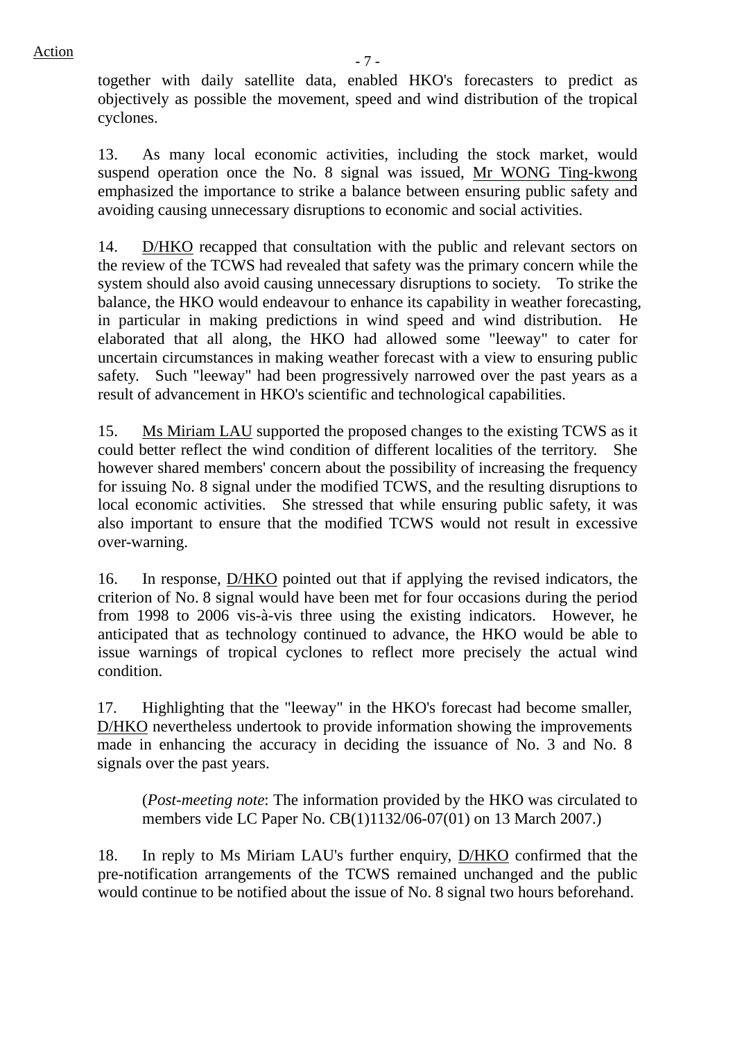Action

together with daily satellite data, enabled HKO's forecasters to predict as objectively as possible the movement, speed and wind distribution of the tropical cyclones.

13. As many local economic activities, including the stock market, would suspend operation once the No. 8 signal was issued, Mr WONG Ting-kwong emphasized the importance to strike a balance between ensuring public safety and avoiding causing unnecessary disruptions to economic and social activities.

14. D/HKO recapped that consultation with the public and relevant sectors on the review of the TCWS had revealed that safety was the primary concern while the system should also avoid causing unnecessary disruptions to society. To strike the balance, the HKO would endeavour to enhance its capability in weather forecasting, in particular in making predictions in wind speed and wind distribution. He elaborated that all along, the HKO had allowed some "leeway" to cater for uncertain circumstances in making weather forecast with a view to ensuring public safety. Such "leeway" had been progressively narrowed over the past years as a result of advancement in HKO's scientific and technological capabilities.

15. Ms Miriam LAU supported the proposed changes to the existing TCWS as it could better reflect the wind condition of different localities of the territory. She however shared members' concern about the possibility of increasing the frequency for issuing No. 8 signal under the modified TCWS, and the resulting disruptions to local economic activities. She stressed that while ensuring public safety, it was also important to ensure that the modified TCWS would not result in excessive over-warning.

16. In response, D/HKO pointed out that if applying the revised indicators, the criterion of No. 8 signal would have been met for four occasions during the period from 1998 to 2006 vis-à-vis three using the existing indicators. However, he anticipated that as technology continued to advance, the HKO would be able to issue warnings of tropical cyclones to reflect more precisely the actual wind condition.

17. Highlighting that the "leeway" in the HKO's forecast had become smaller, D/HKO nevertheless undertook to provide information showing the improvements made in enhancing the accuracy in deciding the issuance of No. 3 and No. 8 signals over the past years.

(*Post-meeting note*: The information provided by the HKO was circulated to members vide LC Paper No. CB(1)1132/06-07(01) on 13 March 2007.)

18. In reply to Ms Miriam LAU's further enquiry, D/HKO confirmed that the pre-notification arrangements of the TCWS remained unchanged and the public would continue to be notified about the issue of No. 8 signal two hours beforehand.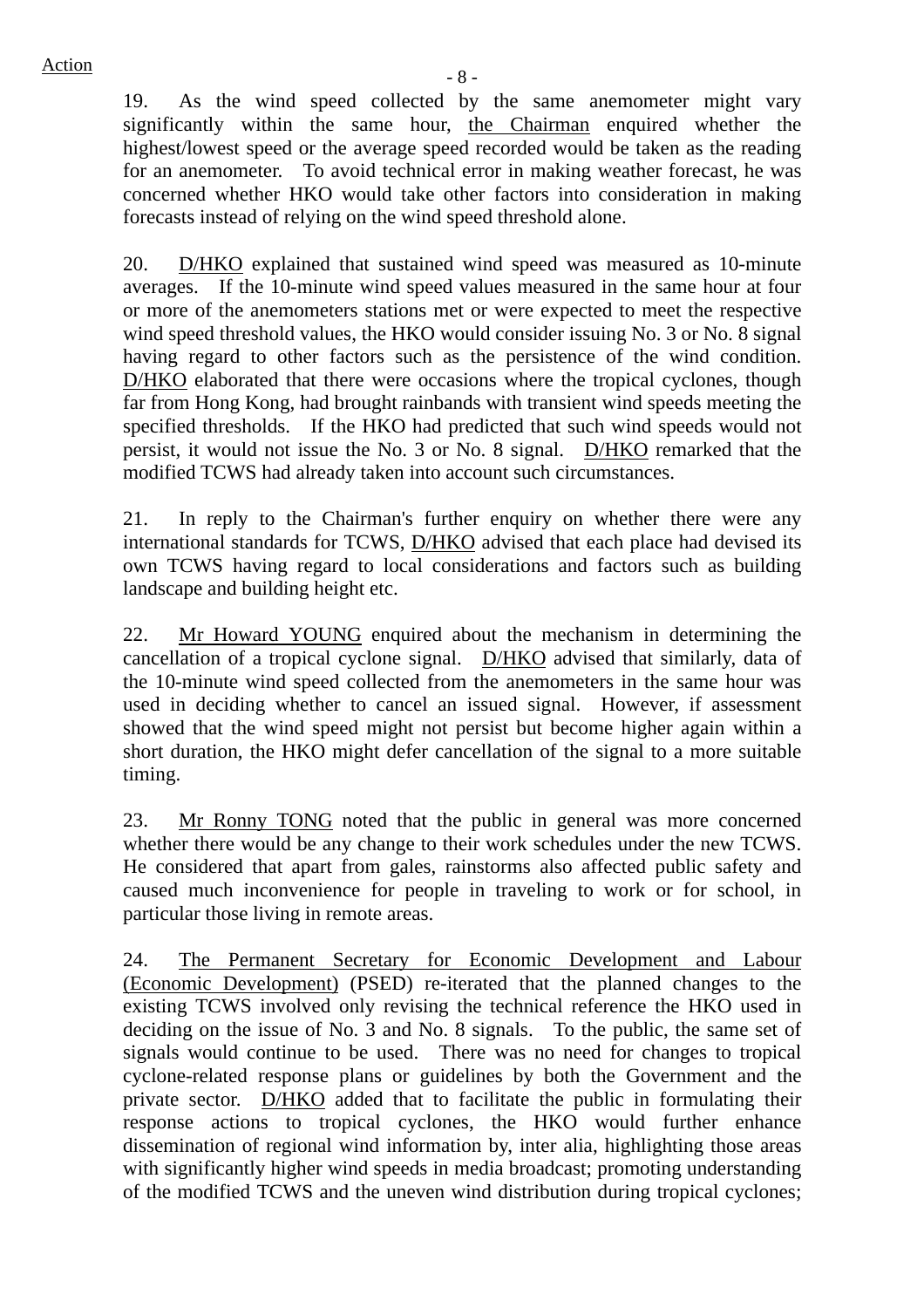19. As the wind speed collected by the same anemometer might vary significantly within the same hour, the Chairman enquired whether the highest/lowest speed or the average speed recorded would be taken as the reading for an anemometer. To avoid technical error in making weather forecast, he was concerned whether HKO would take other factors into consideration in making forecasts instead of relying on the wind speed threshold alone.

20. D/HKO explained that sustained wind speed was measured as 10-minute averages. If the 10-minute wind speed values measured in the same hour at four or more of the anemometers stations met or were expected to meet the respective wind speed threshold values, the HKO would consider issuing No. 3 or No. 8 signal having regard to other factors such as the persistence of the wind condition. D/HKO elaborated that there were occasions where the tropical cyclones, though far from Hong Kong, had brought rainbands with transient wind speeds meeting the specified thresholds. If the HKO had predicted that such wind speeds would not persist, it would not issue the No. 3 or No. 8 signal. D/HKO remarked that the modified TCWS had already taken into account such circumstances.

21. In reply to the Chairman's further enquiry on whether there were any international standards for TCWS, D/HKO advised that each place had devised its own TCWS having regard to local considerations and factors such as building landscape and building height etc.

22. Mr Howard YOUNG enquired about the mechanism in determining the cancellation of a tropical cyclone signal. D/HKO advised that similarly, data of the 10-minute wind speed collected from the anemometers in the same hour was used in deciding whether to cancel an issued signal. However, if assessment showed that the wind speed might not persist but become higher again within a short duration, the HKO might defer cancellation of the signal to a more suitable timing.

23. Mr Ronny TONG noted that the public in general was more concerned whether there would be any change to their work schedules under the new TCWS. He considered that apart from gales, rainstorms also affected public safety and caused much inconvenience for people in traveling to work or for school, in particular those living in remote areas.

24. The Permanent Secretary for Economic Development and Labour (Economic Development) (PSED) re-iterated that the planned changes to the existing TCWS involved only revising the technical reference the HKO used in deciding on the issue of No. 3 and No. 8 signals. To the public, the same set of signals would continue to be used. There was no need for changes to tropical cyclone-related response plans or guidelines by both the Government and the private sector. D/HKO added that to facilitate the public in formulating their response actions to tropical cyclones, the HKO would further enhance dissemination of regional wind information by, inter alia, highlighting those areas with significantly higher wind speeds in media broadcast; promoting understanding of the modified TCWS and the uneven wind distribution during tropical cyclones;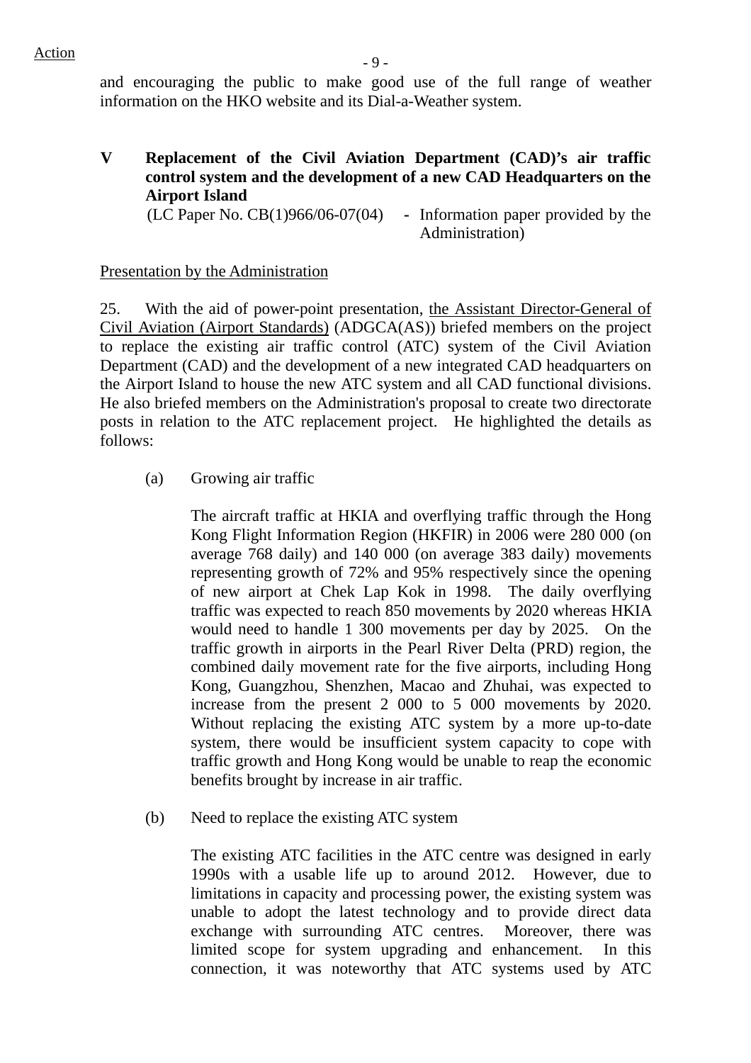Action

and encouraging the public to make good use of the full range of weather information on the HKO website and its Dial-a-Weather system.

## V Replacement of the Civil Aviation Department (CAD)'s air traffic control system and the development of a new CAD Headquarters on the Airport Island

(LC Paper No. CB(1)966/06-07(04) - Information paper provided by the Administration)

Presentation by the Administration

25. With the aid of power-point presentation, the Assistant Director-General of Civil Aviation (Airport Standards) (ADGCA(AS)) briefed members on the project to replace the existing air traffic control (ATC) system of the Civil Aviation Department (CAD) and the development of a new integrated CAD headquarters on the Airport Island to house the new ATC system and all CAD functional divisions. He also briefed members on the Administration's proposal to create two directorate posts in relation to the ATC replacement project. He highlighted the details as follows:

(a) Growing air traffic

The aircraft traffic at HKIA and overflying traffic through the Hong Kong Flight Information Region (HKFIR) in 2006 were 280 000 (on average 768 daily) and 140 000 (on average 383 daily) movements representing growth of 72% and 95% respectively since the opening of new airport at Chek Lap Kok in 1998. The daily overflying traffic was expected to reach 850 movements by 2020 whereas HKIA would need to handle 1 300 movements per day by 2025. On the traffic growth in airports in the Pearl River Delta (PRD) region, the combined daily movement rate for the five airports, including Hong Kong, Guangzhou, Shenzhen, Macao and Zhuhai, was expected to increase from the present 2 000 to 5 000 movements by 2020. Without replacing the existing ATC system by a more up-to-date system, there would be insufficient system capacity to cope with traffic growth and Hong Kong would be unable to reap the economic benefits brought by increase in air traffic.

(b) Need to replace the existing ATC system

The existing ATC facilities in the ATC centre was designed in early 1990s with a usable life up to around 2012. However, due to limitations in capacity and processing power, the existing system was unable to adopt the latest technology and to provide direct data exchange with surrounding ATC centres. Moreover, there was limited scope for system upgrading and enhancement. In this connection, it was noteworthy that ATC systems used by ATC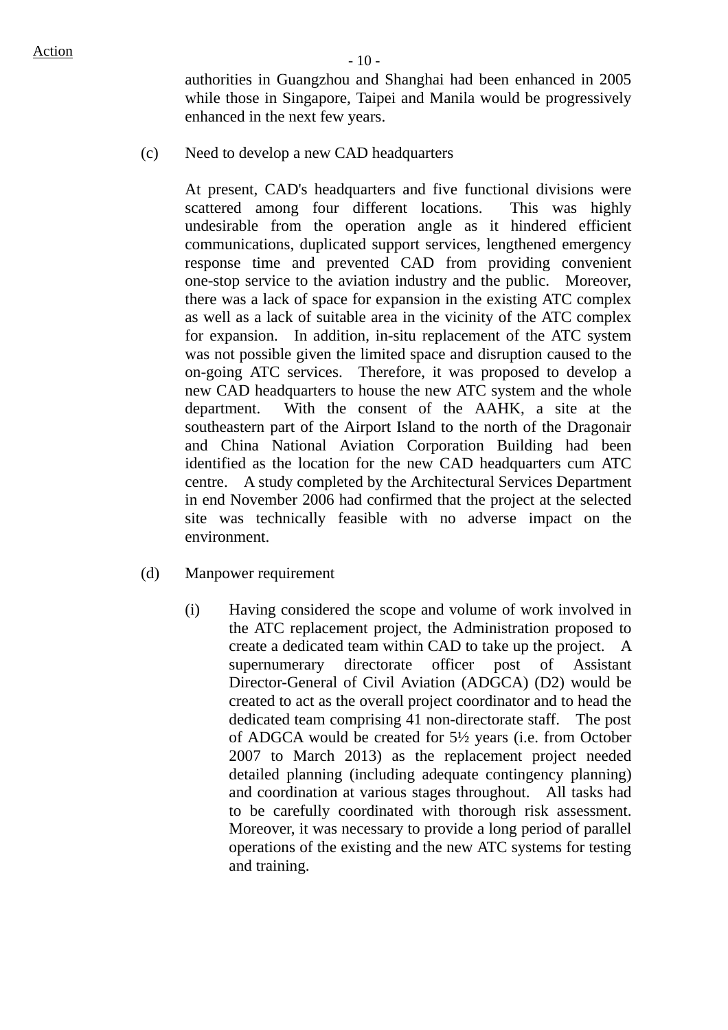Action

authorities in Guangzhou and Shanghai had been enhanced in 2005 while those in Singapore, Taipei and Manila would be progressively enhanced in the next few years.

(c) Need to develop a new CAD headquarters

At present, CAD's headquarters and five functional divisions were scattered among four different locations. This was highly undesirable from the operation angle as it hindered efficient communications, duplicated support services, lengthened emergency response time and prevented CAD from providing convenient one-stop service to the aviation industry and the public. Moreover, there was a lack of space for expansion in the existing ATC complex as well as a lack of suitable area in the vicinity of the ATC complex for expansion. In addition, in-situ replacement of the ATC system was not possible given the limited space and disruption caused to the on-going ATC services. Therefore, it was proposed to develop a new CAD headquarters to house the new ATC system and the whole department. With the consent of the AAHK, a site at the southeastern part of the Airport Island to the north of the Dragonair and China National Aviation Corporation Building had been identified as the location for the new CAD headquarters cum ATC centre. A study completed by the Architectural Services Department in end November 2006 had confirmed that the project at the selected site was technically feasible with no adverse impact on the environment.

(d) Manpower requirement

(i) Having considered the scope and volume of work involved in the ATC replacement project, the Administration proposed to create a dedicated team within CAD to take up the project. A supernumerary directorate officer post of Assistant Director-General of Civil Aviation (ADGCA) (D2) would be created to act as the overall project coordinator and to head the dedicated team comprising 41 non-directorate staff. The post of ADGCA would be created for 5½ years (i.e. from October 2007 to March 2013) as the replacement project needed detailed planning (including adequate contingency planning) and coordination at various stages throughout. All tasks had to be carefully coordinated with thorough risk assessment. Moreover, it was necessary to provide a long period of parallel operations of the existing and the new ATC systems for testing and training.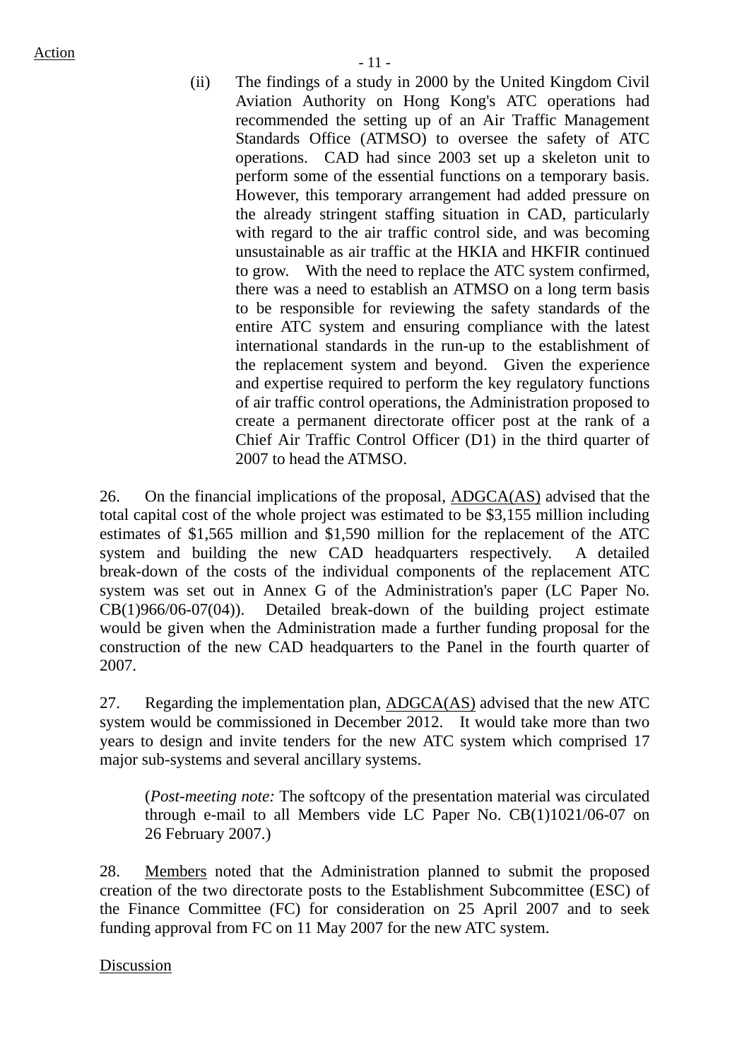Action

(ii) The findings of a study in 2000 by the United Kingdom Civil Aviation Authority on Hong Kong's ATC operations had recommended the setting up of an Air Traffic Management Standards Office (ATMSO) to oversee the safety of ATC operations. CAD had since 2003 set up a skeleton unit to perform some of the essential functions on a temporary basis. However, this temporary arrangement had added pressure on the already stringent staffing situation in CAD, particularly with regard to the air traffic control side, and was becoming unsustainable as air traffic at the HKIA and HKFIR continued to grow. With the need to replace the ATC system confirmed, there was a need to establish an ATMSO on a long term basis to be responsible for reviewing the safety standards of the entire ATC system and ensuring compliance with the latest international standards in the run-up to the establishment of the replacement system and beyond. Given the experience and expertise required to perform the key regulatory functions of air traffic control operations, the Administration proposed to create a permanent directorate officer post at the rank of a Chief Air Traffic Control Officer (D1) in the third quarter of 2007 to head the ATMSO.

26. On the financial implications of the proposal, ADGCA(AS) advised that the total capital cost of the whole project was estimated to be $3,155 million including estimates of $1,565 million and $1,590 million for the replacement of the ATC system and building the new CAD headquarters respectively. A detailed break-down of the costs of the individual components of the replacement ATC system was set out in Annex G of the Administration's paper (LC Paper No. CB(1)966/06-07(04)). Detailed break-down of the building project estimate would be given when the Administration made a further funding proposal for the construction of the new CAD headquarters to the Panel in the fourth quarter of 2007.

27. Regarding the implementation plan, ADGCA(AS) advised that the new ATC system would be commissioned in December 2012. It would take more than two years to design and invite tenders for the new ATC system which comprised 17 major sub-systems and several ancillary systems.

(*Post-meeting note:* The softcopy of the presentation material was circulated through e-mail to all Members vide LC Paper No. CB(1)1021/06-07 on 26 February 2007.)

28. Members noted that the Administration planned to submit the proposed creation of the two directorate posts to the Establishment Subcommittee (ESC) of the Finance Committee (FC) for consideration on 25 April 2007 and to seek funding approval from FC on 11 May 2007 for the new ATC system.

Discussion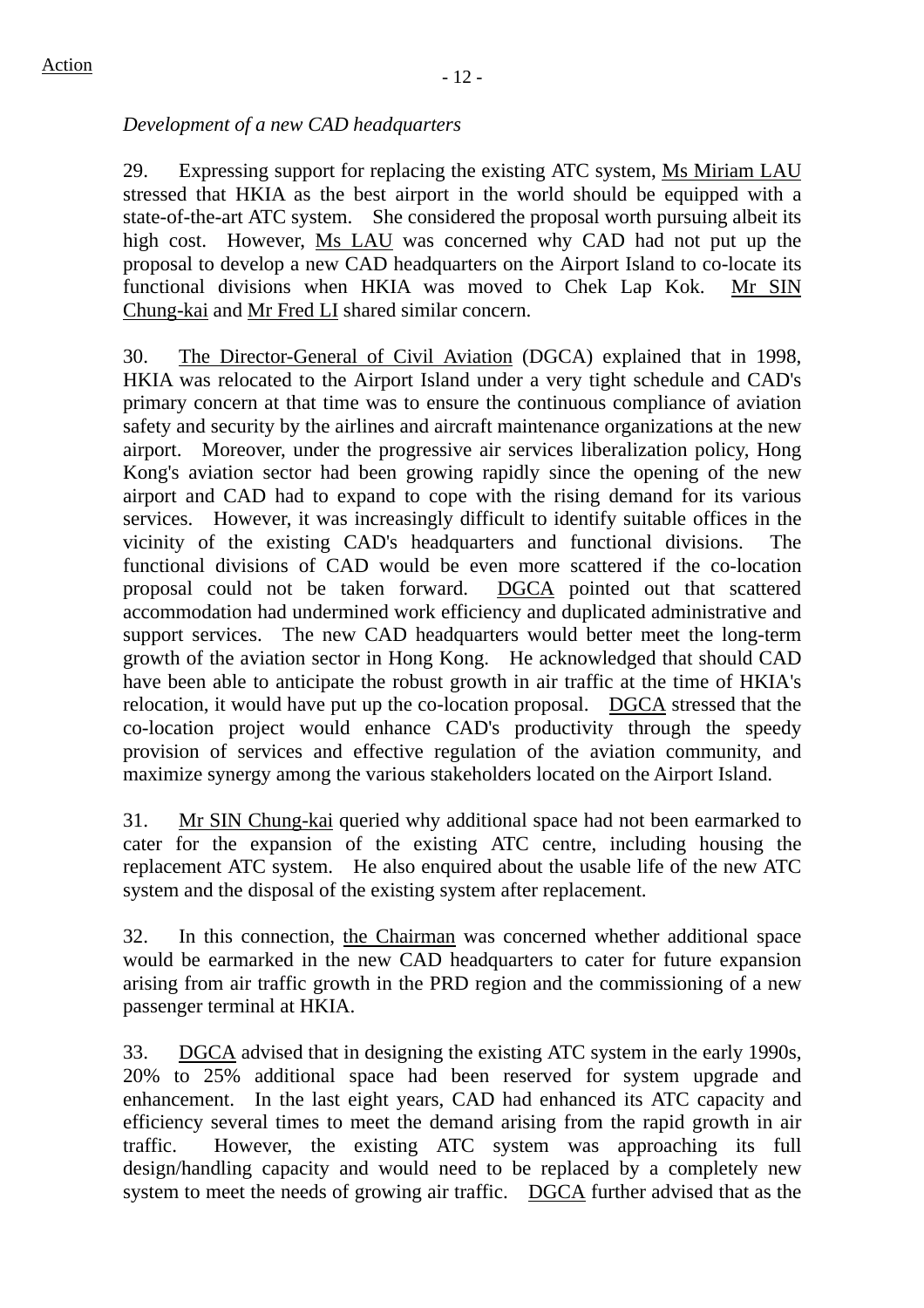Action

*Development of a new CAD headquarters*

29. Expressing support for replacing the existing ATC system, Ms Miriam LAU stressed that HKIA as the best airport in the world should be equipped with a state-of-the-art ATC system. She considered the proposal worth pursuing albeit its high cost. However, Ms LAU was concerned why CAD had not put up the proposal to develop a new CAD headquarters on the Airport Island to co-locate its functional divisions when HKIA was moved to Chek Lap Kok. Mr SIN Chung-kai and Mr Fred LI shared similar concern.

30. The Director-General of Civil Aviation (DGCA) explained that in 1998, HKIA was relocated to the Airport Island under a very tight schedule and CAD's primary concern at that time was to ensure the continuous compliance of aviation safety and security by the airlines and aircraft maintenance organizations at the new airport. Moreover, under the progressive air services liberalization policy, Hong Kong's aviation sector had been growing rapidly since the opening of the new airport and CAD had to expand to cope with the rising demand for its various services. However, it was increasingly difficult to identify suitable offices in the vicinity of the existing CAD's headquarters and functional divisions. The functional divisions of CAD would be even more scattered if the co-location proposal could not be taken forward. DGCA pointed out that scattered accommodation had undermined work efficiency and duplicated administrative and support services. The new CAD headquarters would better meet the long-term growth of the aviation sector in Hong Kong. He acknowledged that should CAD have been able to anticipate the robust growth in air traffic at the time of HKIA's relocation, it would have put up the co-location proposal. DGCA stressed that the co-location project would enhance CAD's productivity through the speedy provision of services and effective regulation of the aviation community, and maximize synergy among the various stakeholders located on the Airport Island.

31. Mr SIN Chung-kai queried why additional space had not been earmarked to cater for the expansion of the existing ATC centre, including housing the replacement ATC system. He also enquired about the usable life of the new ATC system and the disposal of the existing system after replacement.

32. In this connection, the Chairman was concerned whether additional space would be earmarked in the new CAD headquarters to cater for future expansion arising from air traffic growth in the PRD region and the commissioning of a new passenger terminal at HKIA.

33. DGCA advised that in designing the existing ATC system in the early 1990s, 20% to 25% additional space had been reserved for system upgrade and enhancement. In the last eight years, CAD had enhanced its ATC capacity and efficiency several times to meet the demand arising from the rapid growth in air traffic. However, the existing ATC system was approaching its full design/handling capacity and would need to be replaced by a completely new system to meet the needs of growing air traffic. DGCA further advised that as the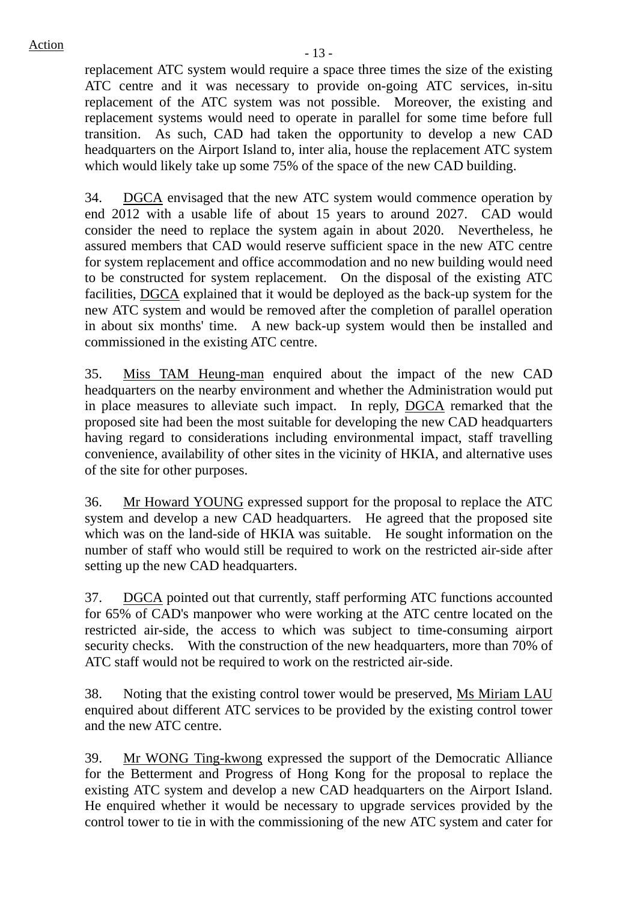replacement ATC system would require a space three times the size of the existing ATC centre and it was necessary to provide on-going ATC services, in-situ replacement of the ATC system was not possible. Moreover, the existing and replacement systems would need to operate in parallel for some time before full transition. As such, CAD had taken the opportunity to develop a new CAD headquarters on the Airport Island to, inter alia, house the replacement ATC system which would likely take up some 75% of the space of the new CAD building.

34. DGCA envisaged that the new ATC system would commence operation by end 2012 with a usable life of about 15 years to around 2027. CAD would consider the need to replace the system again in about 2020. Nevertheless, he assured members that CAD would reserve sufficient space in the new ATC centre for system replacement and office accommodation and no new building would need to be constructed for system replacement. On the disposal of the existing ATC facilities, DGCA explained that it would be deployed as the back-up system for the new ATC system and would be removed after the completion of parallel operation in about six months' time. A new back-up system would then be installed and commissioned in the existing ATC centre.

35. Miss TAM Heung-man enquired about the impact of the new CAD headquarters on the nearby environment and whether the Administration would put in place measures to alleviate such impact. In reply, DGCA remarked that the proposed site had been the most suitable for developing the new CAD headquarters having regard to considerations including environmental impact, staff travelling convenience, availability of other sites in the vicinity of HKIA, and alternative uses of the site for other purposes.

36. Mr Howard YOUNG expressed support for the proposal to replace the ATC system and develop a new CAD headquarters. He agreed that the proposed site which was on the land-side of HKIA was suitable. He sought information on the number of staff who would still be required to work on the restricted air-side after setting up the new CAD headquarters.

37. DGCA pointed out that currently, staff performing ATC functions accounted for 65% of CAD's manpower who were working at the ATC centre located on the restricted air-side, the access to which was subject to time-consuming airport security checks. With the construction of the new headquarters, more than 70% of ATC staff would not be required to work on the restricted air-side.

38. Noting that the existing control tower would be preserved, Ms Miriam LAU enquired about different ATC services to be provided by the existing control tower and the new ATC centre.

39. Mr WONG Ting-kwong expressed the support of the Democratic Alliance for the Betterment and Progress of Hong Kong for the proposal to replace the existing ATC system and develop a new CAD headquarters on the Airport Island. He enquired whether it would be necessary to upgrade services provided by the control tower to tie in with the commissioning of the new ATC system and cater for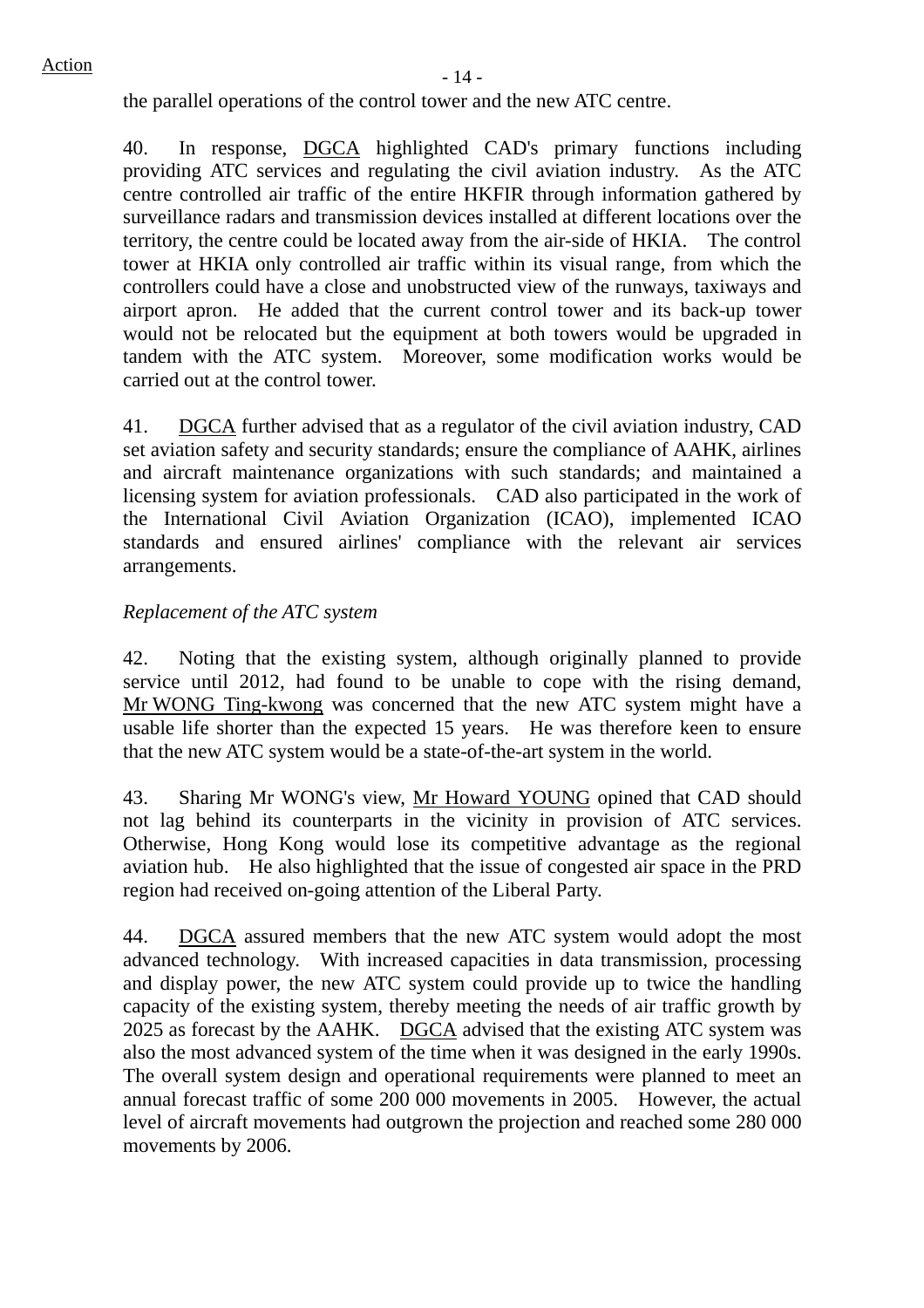the parallel operations of the control tower and the new ATC centre.

40. In response, DGCA highlighted CAD's primary functions including providing ATC services and regulating the civil aviation industry. As the ATC centre controlled air traffic of the entire HKFIR through information gathered by surveillance radars and transmission devices installed at different locations over the territory, the centre could be located away from the air-side of HKIA. The control tower at HKIA only controlled air traffic within its visual range, from which the controllers could have a close and unobstructed view of the runways, taxiways and airport apron. He added that the current control tower and its back-up tower would not be relocated but the equipment at both towers would be upgraded in tandem with the ATC system. Moreover, some modification works would be carried out at the control tower.

41. DGCA further advised that as a regulator of the civil aviation industry, CAD set aviation safety and security standards; ensure the compliance of AAHK, airlines and aircraft maintenance organizations with such standards; and maintained a licensing system for aviation professionals. CAD also participated in the work of the International Civil Aviation Organization (ICAO), implemented ICAO standards and ensured airlines' compliance with the relevant air services arrangements.

*Replacement of the ATC system*

42. Noting that the existing system, although originally planned to provide service until 2012, had found to be unable to cope with the rising demand, Mr WONG Ting-kwong was concerned that the new ATC system might have a usable life shorter than the expected 15 years. He was therefore keen to ensure that the new ATC system would be a state-of-the-art system in the world.

43. Sharing Mr WONG's view, Mr Howard YOUNG opined that CAD should not lag behind its counterparts in the vicinity in provision of ATC services. Otherwise, Hong Kong would lose its competitive advantage as the regional aviation hub. He also highlighted that the issue of congested air space in the PRD region had received on-going attention of the Liberal Party.

44. DGCA assured members that the new ATC system would adopt the most advanced technology. With increased capacities in data transmission, processing and display power, the new ATC system could provide up to twice the handling capacity of the existing system, thereby meeting the needs of air traffic growth by 2025 as forecast by the AAHK. DGCA advised that the existing ATC system was also the most advanced system of the time when it was designed in the early 1990s. The overall system design and operational requirements were planned to meet an annual forecast traffic of some 200 000 movements in 2005. However, the actual level of aircraft movements had outgrown the projection and reached some 280 000 movements by 2006.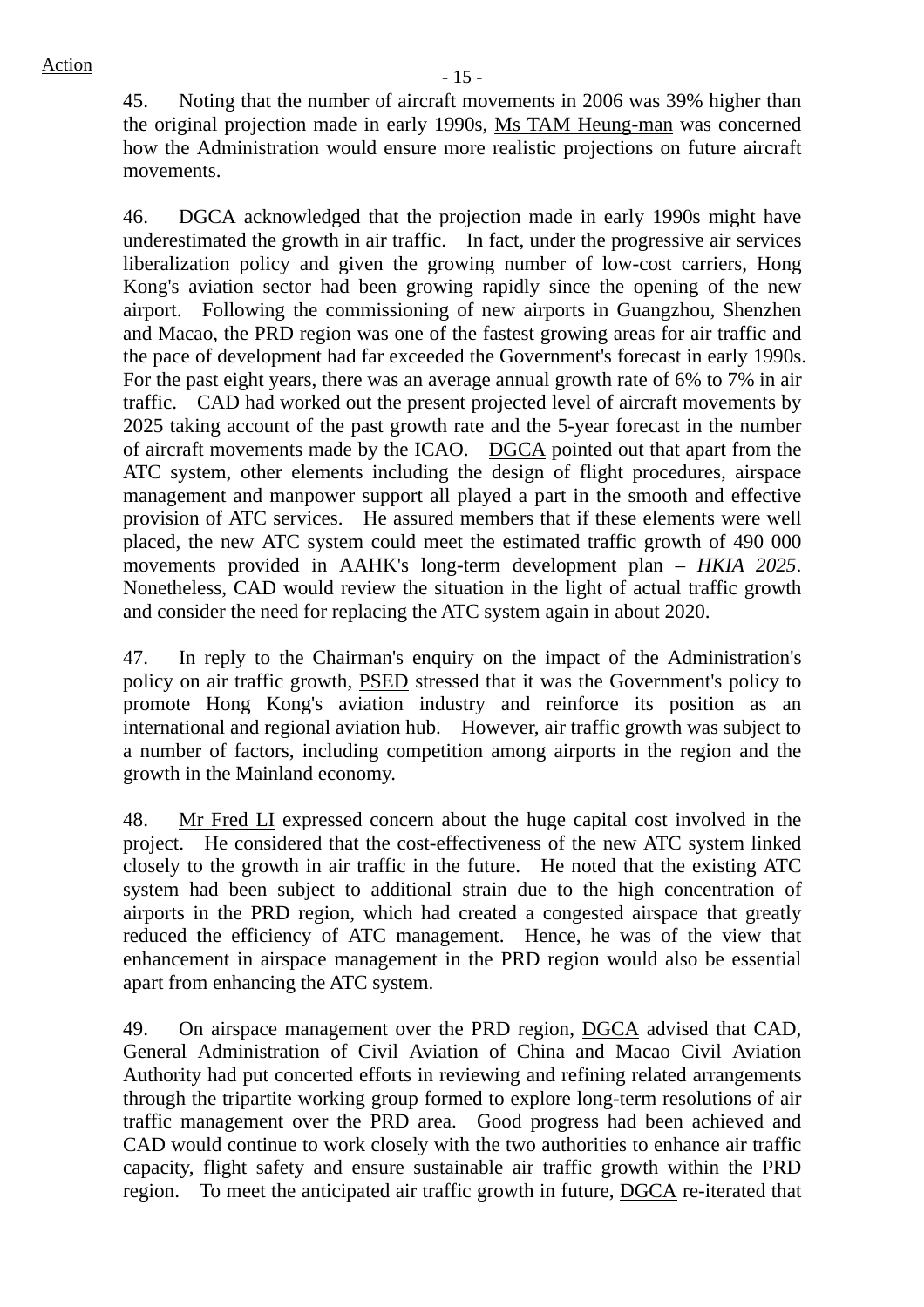45. Noting that the number of aircraft movements in 2006 was 39% higher than the original projection made in early 1990s, Ms TAM Heung-man was concerned how the Administration would ensure more realistic projections on future aircraft movements.

46. DGCA acknowledged that the projection made in early 1990s might have underestimated the growth in air traffic. In fact, under the progressive air services liberalization policy and given the growing number of low-cost carriers, Hong Kong's aviation sector had been growing rapidly since the opening of the new airport. Following the commissioning of new airports in Guangzhou, Shenzhen and Macao, the PRD region was one of the fastest growing areas for air traffic and the pace of development had far exceeded the Government's forecast in early 1990s. For the past eight years, there was an average annual growth rate of 6% to 7% in air traffic. CAD had worked out the present projected level of aircraft movements by 2025 taking account of the past growth rate and the 5-year forecast in the number of aircraft movements made by the ICAO. DGCA pointed out that apart from the ATC system, other elements including the design of flight procedures, airspace management and manpower support all played a part in the smooth and effective provision of ATC services. He assured members that if these elements were well placed, the new ATC system could meet the estimated traffic growth of 490 000 movements provided in AAHK's long-term development plan – *HKIA 2025*. Nonetheless, CAD would review the situation in the light of actual traffic growth and consider the need for replacing the ATC system again in about 2020.

47. In reply to the Chairman's enquiry on the impact of the Administration's policy on air traffic growth, PSED stressed that it was the Government's policy to promote Hong Kong's aviation industry and reinforce its position as an international and regional aviation hub. However, air traffic growth was subject to a number of factors, including competition among airports in the region and the growth in the Mainland economy.

48. Mr Fred LI expressed concern about the huge capital cost involved in the project. He considered that the cost-effectiveness of the new ATC system linked closely to the growth in air traffic in the future. He noted that the existing ATC system had been subject to additional strain due to the high concentration of airports in the PRD region, which had created a congested airspace that greatly reduced the efficiency of ATC management. Hence, he was of the view that enhancement in airspace management in the PRD region would also be essential apart from enhancing the ATC system.

49. On airspace management over the PRD region, DGCA advised that CAD, General Administration of Civil Aviation of China and Macao Civil Aviation Authority had put concerted efforts in reviewing and refining related arrangements through the tripartite working group formed to explore long-term resolutions of air traffic management over the PRD area. Good progress had been achieved and CAD would continue to work closely with the two authorities to enhance air traffic capacity, flight safety and ensure sustainable air traffic growth within the PRD region. To meet the anticipated air traffic growth in future, DGCA re-iterated that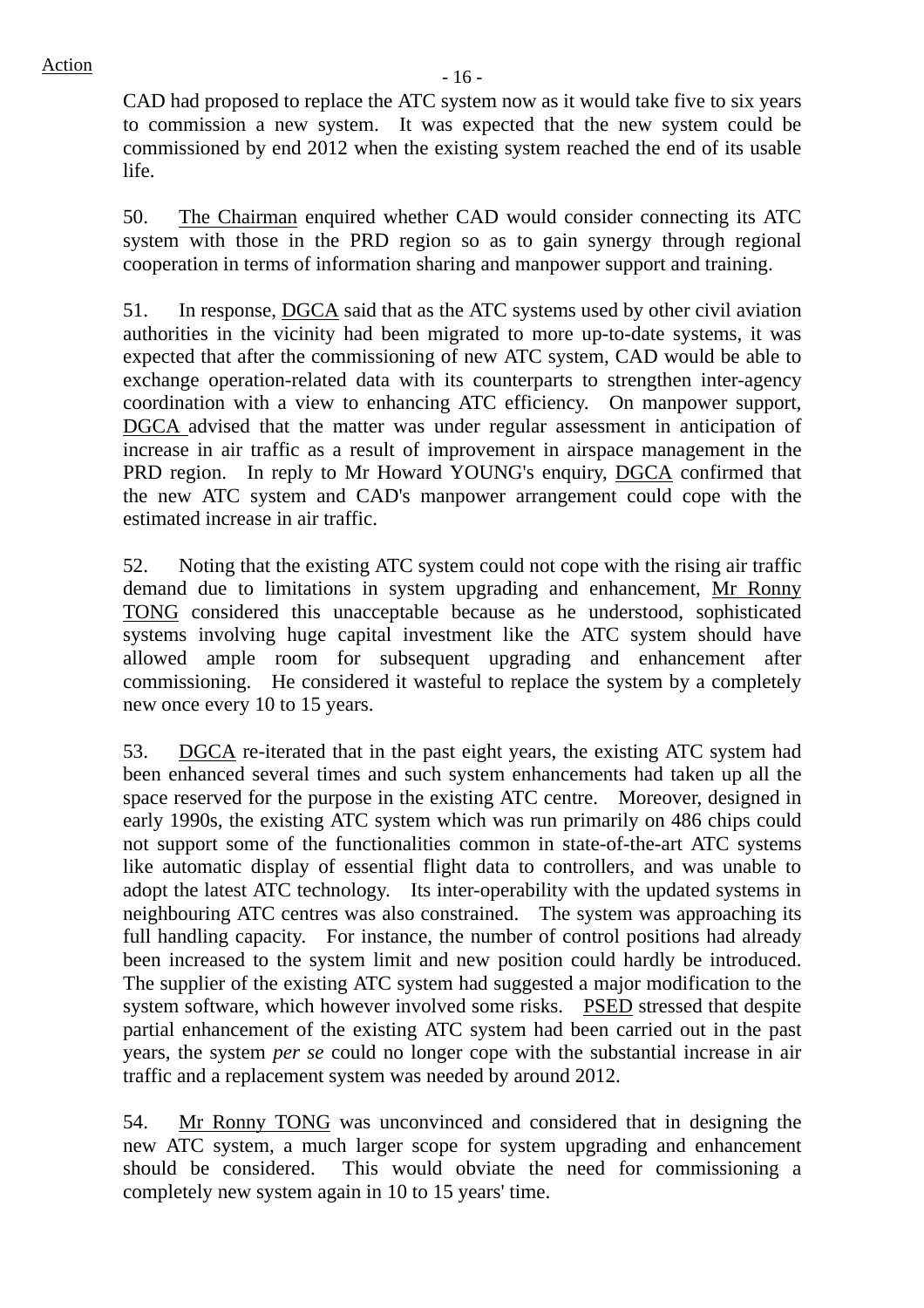Action

CAD had proposed to replace the ATC system now as it would take five to six years to commission a new system. It was expected that the new system could be commissioned by end 2012 when the existing system reached the end of its usable life.

50. The Chairman enquired whether CAD would consider connecting its ATC system with those in the PRD region so as to gain synergy through regional cooperation in terms of information sharing and manpower support and training.

51. In response, DGCA said that as the ATC systems used by other civil aviation authorities in the vicinity had been migrated to more up-to-date systems, it was expected that after the commissioning of new ATC system, CAD would be able to exchange operation-related data with its counterparts to strengthen inter-agency coordination with a view to enhancing ATC efficiency. On manpower support, DGCA advised that the matter was under regular assessment in anticipation of increase in air traffic as a result of improvement in airspace management in the PRD region. In reply to Mr Howard YOUNG's enquiry, DGCA confirmed that the new ATC system and CAD's manpower arrangement could cope with the estimated increase in air traffic.

52. Noting that the existing ATC system could not cope with the rising air traffic demand due to limitations in system upgrading and enhancement, Mr Ronny TONG considered this unacceptable because as he understood, sophisticated systems involving huge capital investment like the ATC system should have allowed ample room for subsequent upgrading and enhancement after commissioning. He considered it wasteful to replace the system by a completely new once every 10 to 15 years.

53. DGCA re-iterated that in the past eight years, the existing ATC system had been enhanced several times and such system enhancements had taken up all the space reserved for the purpose in the existing ATC centre. Moreover, designed in early 1990s, the existing ATC system which was run primarily on 486 chips could not support some of the functionalities common in state-of-the-art ATC systems like automatic display of essential flight data to controllers, and was unable to adopt the latest ATC technology. Its inter-operability with the updated systems in neighbouring ATC centres was also constrained. The system was approaching its full handling capacity. For instance, the number of control positions had already been increased to the system limit and new position could hardly be introduced. The supplier of the existing ATC system had suggested a major modification to the system software, which however involved some risks. PSED stressed that despite partial enhancement of the existing ATC system had been carried out in the past years, the system *per se* could no longer cope with the substantial increase in air traffic and a replacement system was needed by around 2012.

54. Mr Ronny TONG was unconvinced and considered that in designing the new ATC system, a much larger scope for system upgrading and enhancement should be considered. This would obviate the need for commissioning a completely new system again in 10 to 15 years' time.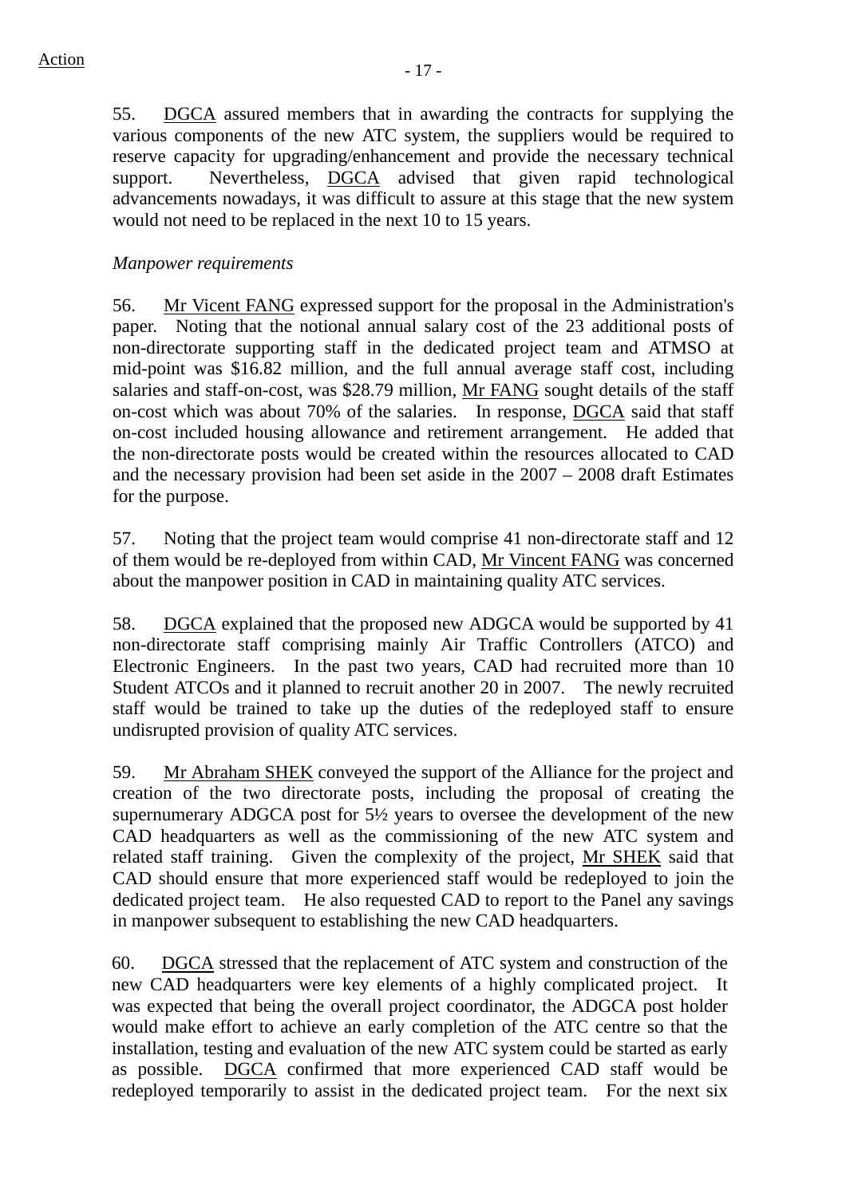Action

55. DGCA assured members that in awarding the contracts for supplying the various components of the new ATC system, the suppliers would be required to reserve capacity for upgrading/enhancement and provide the necessary technical support. Nevertheless, DGCA advised that given rapid technological advancements nowadays, it was difficult to assure at this stage that the new system would not need to be replaced in the next 10 to 15 years.

*Manpower requirements*

56. Mr Vicent FANG expressed support for the proposal in the Administration's paper. Noting that the notional annual salary cost of the 23 additional posts of non-directorate supporting staff in the dedicated project team and ATMSO at mid-point was $16.82 million, and the full annual average staff cost, including salaries and staff-on-cost, was $28.79 million, Mr FANG sought details of the staff on-cost which was about 70% of the salaries. In response, DGCA said that staff on-cost included housing allowance and retirement arrangement. He added that the non-directorate posts would be created within the resources allocated to CAD and the necessary provision had been set aside in the 2007 – 2008 draft Estimates for the purpose.

57. Noting that the project team would comprise 41 non-directorate staff and 12 of them would be re-deployed from within CAD, Mr Vincent FANG was concerned about the manpower position in CAD in maintaining quality ATC services.

58. DGCA explained that the proposed new ADGCA would be supported by 41 non-directorate staff comprising mainly Air Traffic Controllers (ATCO) and Electronic Engineers. In the past two years, CAD had recruited more than 10 Student ATCOs and it planned to recruit another 20 in 2007. The newly recruited staff would be trained to take up the duties of the redeployed staff to ensure undisrupted provision of quality ATC services.

59. Mr Abraham SHEK conveyed the support of the Alliance for the project and creation of the two directorate posts, including the proposal of creating the supernumerary ADGCA post for 5½ years to oversee the development of the new CAD headquarters as well as the commissioning of the new ATC system and related staff training. Given the complexity of the project, Mr SHEK said that CAD should ensure that more experienced staff would be redeployed to join the dedicated project team. He also requested CAD to report to the Panel any savings in manpower subsequent to establishing the new CAD headquarters.

60. DGCA stressed that the replacement of ATC system and construction of the new CAD headquarters were key elements of a highly complicated project. It was expected that being the overall project coordinator, the ADGCA post holder would make effort to achieve an early completion of the ATC centre so that the installation, testing and evaluation of the new ATC system could be started as early as possible. DGCA confirmed that more experienced CAD staff would be redeployed temporarily to assist in the dedicated project team. For the next six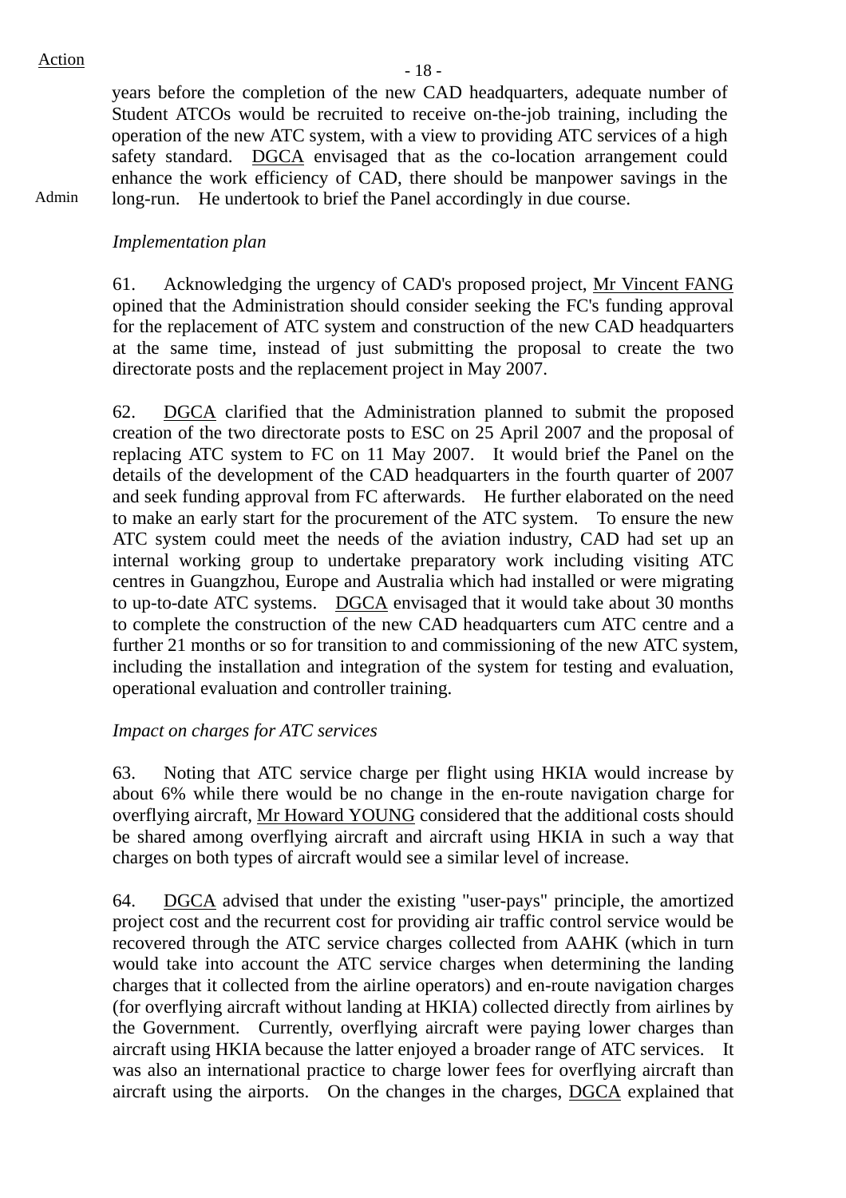Action

years before the completion of the new CAD headquarters, adequate number of Student ATCOs would be recruited to receive on-the-job training, including the operation of the new ATC system, with a view to providing ATC services of a high safety standard. DGCA envisaged that as the co-location arrangement could enhance the work efficiency of CAD, there should be manpower savings in the long-run. He undertook to brief the Panel accordingly in due course.

Admin

*Implementation plan*

61. Acknowledging the urgency of CAD's proposed project, Mr Vincent FANG opined that the Administration should consider seeking the FC's funding approval for the replacement of ATC system and construction of the new CAD headquarters at the same time, instead of just submitting the proposal to create the two directorate posts and the replacement project in May 2007.

62. DGCA clarified that the Administration planned to submit the proposed creation of the two directorate posts to ESC on 25 April 2007 and the proposal of replacing ATC system to FC on 11 May 2007. It would brief the Panel on the details of the development of the CAD headquarters in the fourth quarter of 2007 and seek funding approval from FC afterwards. He further elaborated on the need to make an early start for the procurement of the ATC system. To ensure the new ATC system could meet the needs of the aviation industry, CAD had set up an internal working group to undertake preparatory work including visiting ATC centres in Guangzhou, Europe and Australia which had installed or were migrating to up-to-date ATC systems. DGCA envisaged that it would take about 30 months to complete the construction of the new CAD headquarters cum ATC centre and a further 21 months or so for transition to and commissioning of the new ATC system, including the installation and integration of the system for testing and evaluation, operational evaluation and controller training.

*Impact on charges for ATC services*

63. Noting that ATC service charge per flight using HKIA would increase by about 6% while there would be no change in the en-route navigation charge for overflying aircraft, Mr Howard YOUNG considered that the additional costs should be shared among overflying aircraft and aircraft using HKIA in such a way that charges on both types of aircraft would see a similar level of increase.

64. DGCA advised that under the existing "user-pays" principle, the amortized project cost and the recurrent cost for providing air traffic control service would be recovered through the ATC service charges collected from AAHK (which in turn would take into account the ATC service charges when determining the landing charges that it collected from the airline operators) and en-route navigation charges (for overflying aircraft without landing at HKIA) collected directly from airlines by the Government. Currently, overflying aircraft were paying lower charges than aircraft using HKIA because the latter enjoyed a broader range of ATC services. It was also an international practice to charge lower fees for overflying aircraft than aircraft using the airports. On the changes in the charges, DGCA explained that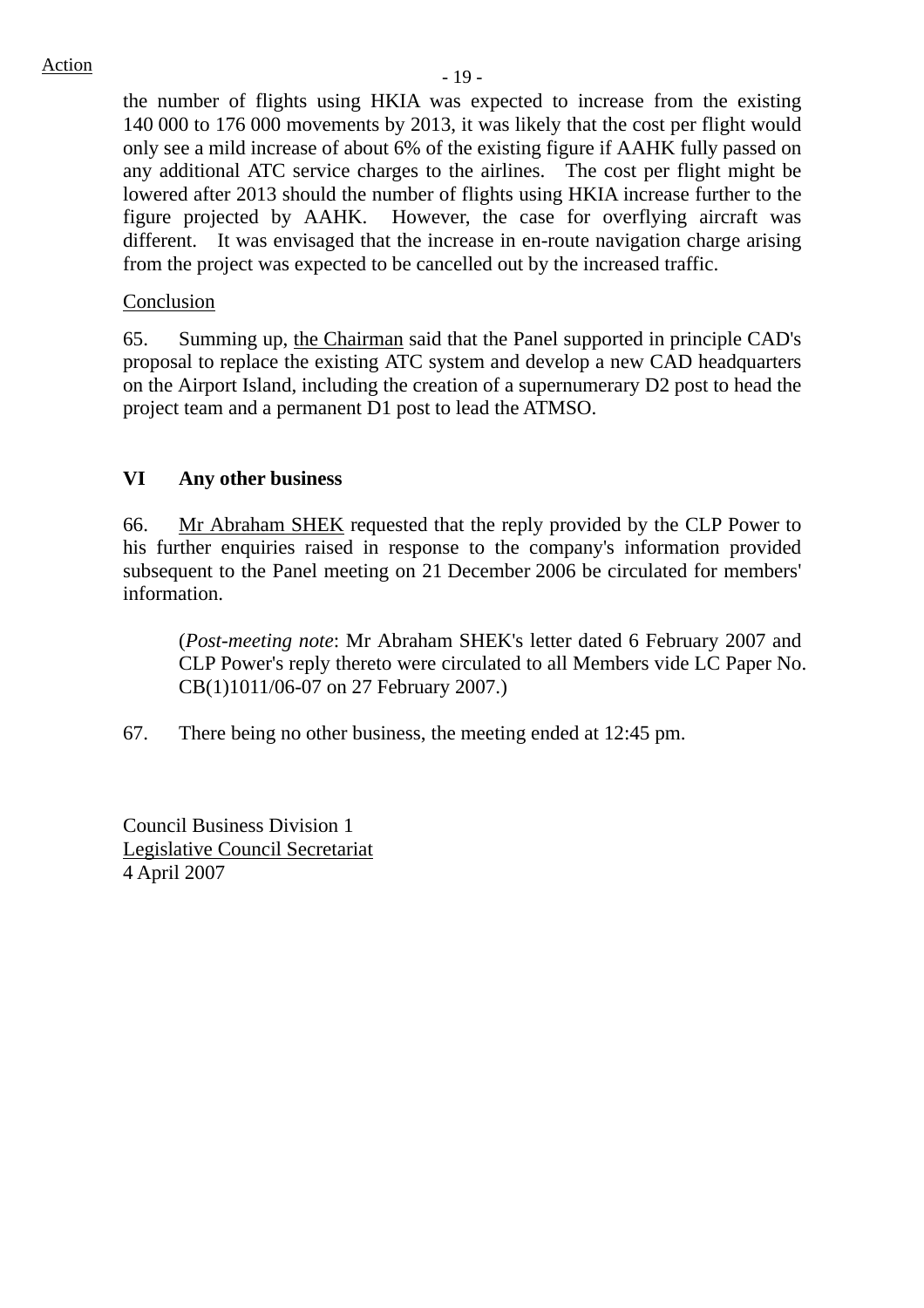Action

the number of flights using HKIA was expected to increase from the existing 140 000 to 176 000 movements by 2013, it was likely that the cost per flight would only see a mild increase of about 6% of the existing figure if AAHK fully passed on any additional ATC service charges to the airlines. The cost per flight might be lowered after 2013 should the number of flights using HKIA increase further to the figure projected by AAHK. However, the case for overflying aircraft was different. It was envisaged that the increase in en-route navigation charge arising from the project was expected to be cancelled out by the increased traffic.

Conclusion

65. Summing up, the Chairman said that the Panel supported in principle CAD's proposal to replace the existing ATC system and develop a new CAD headquarters on the Airport Island, including the creation of a supernumerary D2 post to head the project team and a permanent D1 post to lead the ATMSO.

## VI Any other business

66. Mr Abraham SHEK requested that the reply provided by the CLP Power to his further enquiries raised in response to the company's information provided subsequent to the Panel meeting on 21 December 2006 be circulated for members' information.

(*Post-meeting note*: Mr Abraham SHEK's letter dated 6 February 2007 and CLP Power's reply thereto were circulated to all Members vide LC Paper No. CB(1)1011/06-07 on 27 February 2007.)

67. There being no other business, the meeting ended at 12:45 pm.

Council Business Division 1
Legislative Council Secretariat
4 April 2007